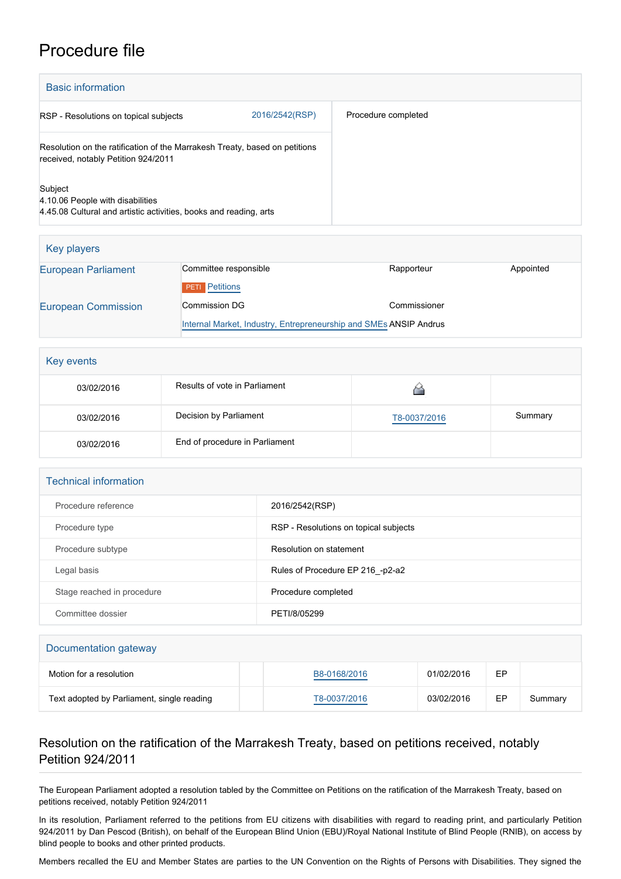# Procedure file

## Basic information

| | |
|---|---|
| RSP - Resolutions on topical subjects 2016/2542(RSP) | Procedure completed |
| Resolution on the ratification of the Marrakesh Treaty, based on petitions received, notably Petition 924/2011 | |
| Subject<br>4.10.06 People with disabilities<br>4.45.08 Cultural and artistic activities, books and reading, arts | |

## Key players

| | | | |
|---|---|---|---|
| European Parliament | Committee responsible | Rapporteur | Appointed |
| | PETI Petitions | | |
| European Commission | Commission DG | Commissioner | |
| | Internal Market, Industry, Entrepreneurship and SMEs | ANSIP Andrus | |

## Key events

| | | | |
|---|---|---|---|
| 03/02/2016 | Results of vote in Parliament | | |
| 03/02/2016 | Decision by Parliament | T8-0037/2016 | Summary |
| 03/02/2016 | End of procedure in Parliament | | |

## Technical information

| | |
|---|---|
| Procedure reference | 2016/2542(RSP) |
| Procedure type | RSP - Resolutions on topical subjects |
| Procedure subtype | Resolution on statement |
| Legal basis | Rules of Procedure EP 216_-p2-a2 |
| Stage reached in procedure | Procedure completed |
| Committee dossier | PETI/8/05299 |

## Documentation gateway

| | | | | | |
|---|---|---|---|---|---|
| Motion for a resolution | | B8-0168/2016 | 01/02/2016 | EP | |
| Text adopted by Parliament, single reading | | T8-0037/2016 | 03/02/2016 | EP | Summary |

## Resolution on the ratification of the Marrakesh Treaty, based on petitions received, notably Petition 924/2011

The European Parliament adopted a resolution tabled by the Committee on Petitions on the ratification of the Marrakesh Treaty, based on petitions received, notably Petition 924/2011

In its resolution, Parliament referred to the petitions from EU citizens with disabilities with regard to reading print, and particularly Petition 924/2011 by Dan Pescod (British), on behalf of the European Blind Union (EBU)/Royal National Institute of Blind People (RNIB), on access by blind people to books and other printed products.

Members recalled the EU and Member States are parties to the UN Convention on the Rights of Persons with Disabilities. They signed the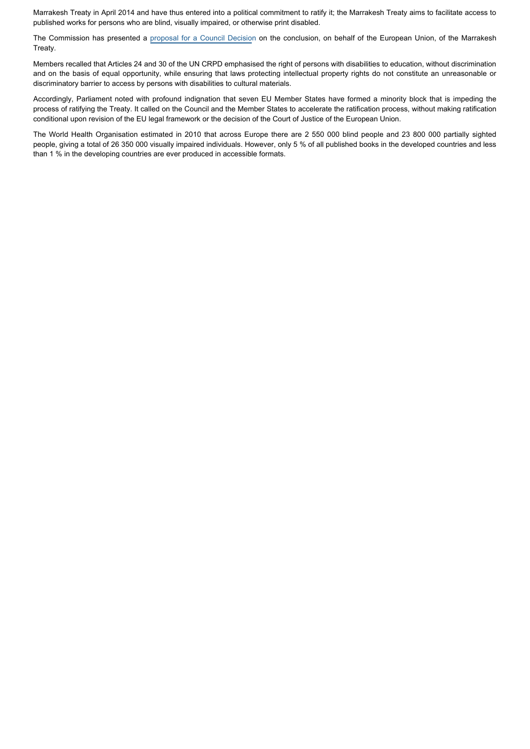Marrakesh Treaty in April 2014 and have thus entered into a political commitment to ratify it; the Marrakesh Treaty aims to facilitate access to published works for persons who are blind, visually impaired, or otherwise print disabled.

The Commission has presented a proposal for a Council Decision on the conclusion, on behalf of the European Union, of the Marrakesh Treaty.

Members recalled that Articles 24 and 30 of the UN CRPD emphasised the right of persons with disabilities to education, without discrimination and on the basis of equal opportunity, while ensuring that laws protecting intellectual property rights do not constitute an unreasonable or discriminatory barrier to access by persons with disabilities to cultural materials.

Accordingly, Parliament noted with profound indignation that seven EU Member States have formed a minority block that is impeding the process of ratifying the Treaty. It called on the Council and the Member States to accelerate the ratification process, without making ratification conditional upon revision of the EU legal framework or the decision of the Court of Justice of the European Union.

The World Health Organisation estimated in 2010 that across Europe there are 2 550 000 blind people and 23 800 000 partially sighted people, giving a total of 26 350 000 visually impaired individuals. However, only 5 % of all published books in the developed countries and less than 1 % in the developing countries are ever produced in accessible formats.